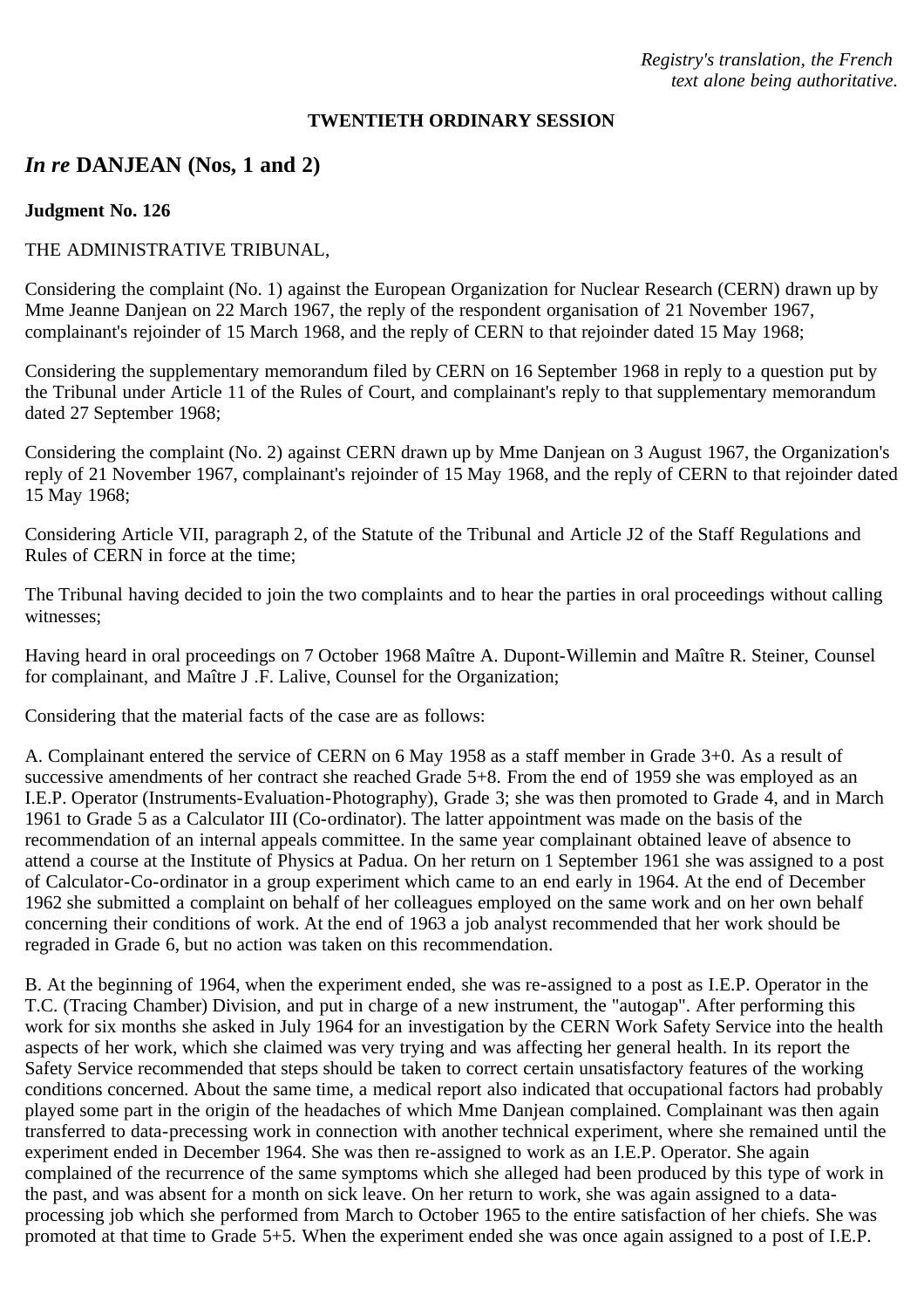*Registry's translation, the French text alone being authoritative.*

**TWENTIETH ORDINARY SESSION**

## *In re* DANJEAN (Nos, 1 and 2)

**Judgment No. 126**

THE ADMINISTRATIVE TRIBUNAL,

Considering the complaint (No. 1) against the European Organization for Nuclear Research (CERN) drawn up by Mme Jeanne Danjean on 22 March 1967, the reply of the respondent organisation of 21 November 1967, complainant's rejoinder of 15 March 1968, and the reply of CERN to that rejoinder dated 15 May 1968;

Considering the supplementary memorandum filed by CERN on 16 September 1968 in reply to a question put by the Tribunal under Article 11 of the Rules of Court, and complainant's reply to that supplementary memorandum dated 27 September 1968;

Considering the complaint (No. 2) against CERN drawn up by Mme Danjean on 3 August 1967, the Organization's reply of 21 November 1967, complainant's rejoinder of 15 May 1968, and the reply of CERN to that rejoinder dated 15 May 1968;

Considering Article VII, paragraph 2, of the Statute of the Tribunal and Article J2 of the Staff Regulations and Rules of CERN in force at the time;

The Tribunal having decided to join the two complaints and to hear the parties in oral proceedings without calling witnesses;

Having heard in oral proceedings on 7 October 1968 Maître A. Dupont-Willemin and Maître R. Steiner, Counsel for complainant, and Maître J .F. Lalive, Counsel for the Organization;

Considering that the material facts of the case are as follows:

A. Complainant entered the service of CERN on 6 May 1958 as a staff member in Grade 3+0. As a result of successive amendments of her contract she reached Grade 5+8. From the end of 1959 she was employed as an I.E.P. Operator (Instruments-Evaluation-Photography), Grade 3; she was then promoted to Grade 4, and in March 1961 to Grade 5 as a Calculator III (Co-ordinator). The latter appointment was made on the basis of the recommendation of an internal appeals committee. In the same year complainant obtained leave of absence to attend a course at the Institute of Physics at Padua. On her return on 1 September 1961 she was assigned to a post of Calculator-Co-ordinator in a group experiment which came to an end early in 1964. At the end of December 1962 she submitted a complaint on behalf of her colleagues employed on the same work and on her own behalf concerning their conditions of work. At the end of 1963 a job analyst recommended that her work should be regraded in Grade 6, but no action was taken on this recommendation.

B. At the beginning of 1964, when the experiment ended, she was re-assigned to a post as I.E.P. Operator in the T.C. (Tracing Chamber) Division, and put in charge of a new instrument, the "autogap". After performing this work for six months she asked in July 1964 for an investigation by the CERN Work Safety Service into the health aspects of her work, which she claimed was very trying and was affecting her general health. In its report the Safety Service recommended that steps should be taken to correct certain unsatisfactory features of the working conditions concerned. About the same time, a medical report also indicated that occupational factors had probably played some part in the origin of the headaches of which Mme Danjean complained. Complainant was then again transferred to data-precessing work in connection with another technical experiment, where she remained until the experiment ended in December 1964. She was then re-assigned to work as an I.E.P. Operator. She again complained of the recurrence of the same symptoms which she alleged had been produced by this type of work in the past, and was absent for a month on sick leave. On her return to work, she was again assigned to a data-processing job which she performed from March to October 1965 to the entire satisfaction of her chiefs. She was promoted at that time to Grade 5+5. When the experiment ended she was once again assigned to a post of I.E.P.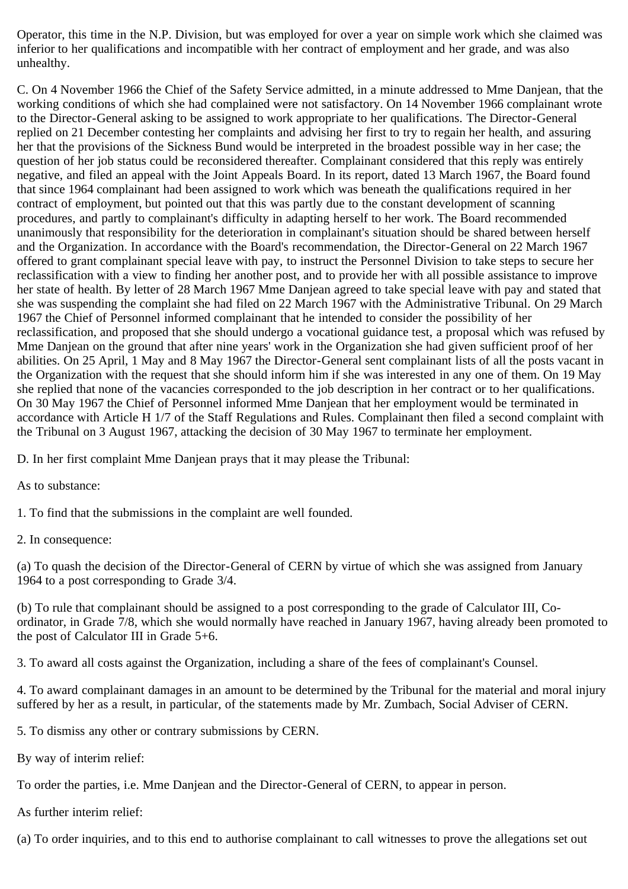Operator, this time in the N.P. Division, but was employed for over a year on simple work which she claimed was inferior to her qualifications and incompatible with her contract of employment and her grade, and was also unhealthy.

C. On 4 November 1966 the Chief of the Safety Service admitted, in a minute addressed to Mme Danjean, that the working conditions of which she had complained were not satisfactory. On 14 November 1966 complainant wrote to the Director-General asking to be assigned to work appropriate to her qualifications. The Director-General replied on 21 December contesting her complaints and advising her first to try to regain her health, and assuring her that the provisions of the Sickness Bund would be interpreted in the broadest possible way in her case; the question of her job status could be reconsidered thereafter. Complainant considered that this reply was entirely negative, and filed an appeal with the Joint Appeals Board. In its report, dated 13 March 1967, the Board found that since 1964 complainant had been assigned to work which was beneath the qualifications required in her contract of employment, but pointed out that this was partly due to the constant development of scanning procedures, and partly to complainant's difficulty in adapting herself to her work. The Board recommended unanimously that responsibility for the deterioration in complainant's situation should be shared between herself and the Organization. In accordance with the Board's recommendation, the Director-General on 22 March 1967 offered to grant complainant special leave with pay, to instruct the Personnel Division to take steps to secure her reclassification with a view to finding her another post, and to provide her with all possible assistance to improve her state of health. By letter of 28 March 1967 Mme Danjean agreed to take special leave with pay and stated that she was suspending the complaint she had filed on 22 March 1967 with the Administrative Tribunal. On 29 March 1967 the Chief of Personnel informed complainant that he intended to consider the possibility of her reclassification, and proposed that she should undergo a vocational guidance test, a proposal which was refused by Mme Danjean on the ground that after nine years' work in the Organization she had given sufficient proof of her abilities. On 25 April, 1 May and 8 May 1967 the Director-General sent complainant lists of all the posts vacant in the Organization with the request that she should inform him if she was interested in any one of them. On 19 May she replied that none of the vacancies corresponded to the job description in her contract or to her qualifications. On 30 May 1967 the Chief of Personnel informed Mme Danjean that her employment would be terminated in accordance with Article H 1/7 of the Staff Regulations and Rules. Complainant then filed a second complaint with the Tribunal on 3 August 1967, attacking the decision of 30 May 1967 to terminate her employment.

D. In her first complaint Mme Danjean prays that it may please the Tribunal:

As to substance:

1. To find that the submissions in the complaint are well founded.

2. In consequence:

(a) To quash the decision of the Director-General of CERN by virtue of which she was assigned from January 1964 to a post corresponding to Grade 3/4.

(b) To rule that complainant should be assigned to a post corresponding to the grade of Calculator III, Co-ordinator, in Grade 7/8, which she would normally have reached in January 1967, having already been promoted to the post of Calculator III in Grade 5+6.

3. To award all costs against the Organization, including a share of the fees of complainant's Counsel.

4. To award complainant damages in an amount to be determined by the Tribunal for the material and moral injury suffered by her as a result, in particular, of the statements made by Mr. Zumbach, Social Adviser of CERN.

5. To dismiss any other or contrary submissions by CERN.

By way of interim relief:

To order the parties, i.e. Mme Danjean and the Director-General of CERN, to appear in person.

As further interim relief:

(a) To order inquiries, and to this end to authorise complainant to call witnesses to prove the allegations set out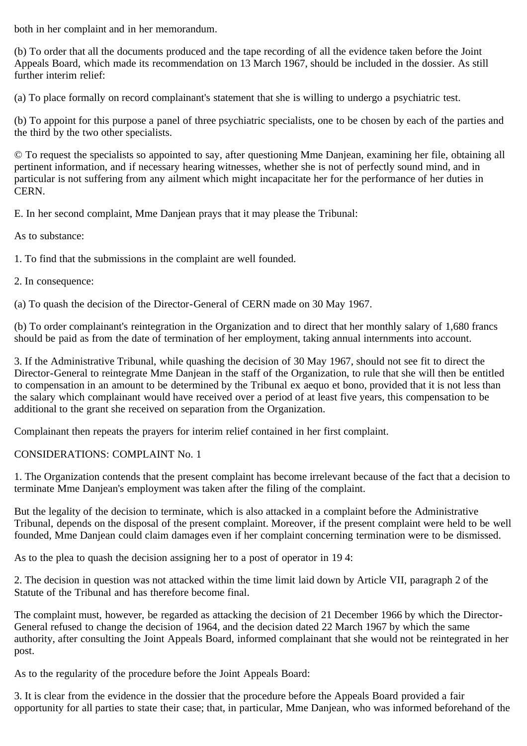both in her complaint and in her memorandum.

(b) To order that all the documents produced and the tape recording of all the evidence taken before the Joint Appeals Board, which made its recommendation on 13 March 1967, should be included in the dossier. As still further interim relief:

(a) To place formally on record complainant's statement that she is willing to undergo a psychiatric test.

(b) To appoint for this purpose a panel of three psychiatric specialists, one to be chosen by each of the parties and the third by the two other specialists.

© To request the specialists so appointed to say, after questioning Mme Danjean, examining her file, obtaining all pertinent information, and if necessary hearing witnesses, whether she is not of perfectly sound mind, and in particular is not suffering from any ailment which might incapacitate her for the performance of her duties in CERN.

E. In her second complaint, Mme Danjean prays that it may please the Tribunal:

As to substance:

1. To find that the submissions in the complaint are well founded.

2. In consequence:

(a) To quash the decision of the Director-General of CERN made on 30 May 1967.

(b) To order complainant's reintegration in the Organization and to direct that her monthly salary of 1,680 francs should be paid as from the date of termination of her employment, taking annual internments into account.

3. If the Administrative Tribunal, while quashing the decision of 30 May 1967, should not see fit to direct the Director-General to reintegrate Mme Danjean in the staff of the Organization, to rule that she will then be entitled to compensation in an amount to be determined by the Tribunal ex aequo et bono, provided that it is not less than the salary which complainant would have received over a period of at least five years, this compensation to be additional to the grant she received on separation from the Organization.

Complainant then repeats the prayers for interim relief contained in her first complaint.

CONSIDERATIONS: COMPLAINT No. 1

1. The Organization contends that the present complaint has become irrelevant because of the fact that a decision to terminate Mme Danjean's employment was taken after the filing of the complaint.

But the legality of the decision to terminate, which is also attacked in a complaint before the Administrative Tribunal, depends on the disposal of the present complaint. Moreover, if the present complaint were held to be well founded, Mme Danjean could claim damages even if her complaint concerning termination were to be dismissed.

As to the plea to quash the decision assigning her to a post of operator in 19 4:

2. The decision in question was not attacked within the time limit laid down by Article VII, paragraph 2 of the Statute of the Tribunal and has therefore become final.

The complaint must, however, be regarded as attacking the decision of 21 December 1966 by which the Director-General refused to change the decision of 1964, and the decision dated 22 March 1967 by which the same authority, after consulting the Joint Appeals Board, informed complainant that she would not be reintegrated in her post.

As to the regularity of the procedure before the Joint Appeals Board:

3. It is clear from the evidence in the dossier that the procedure before the Appeals Board provided a fair opportunity for all parties to state their case; that, in particular, Mme Danjean, who was informed beforehand of the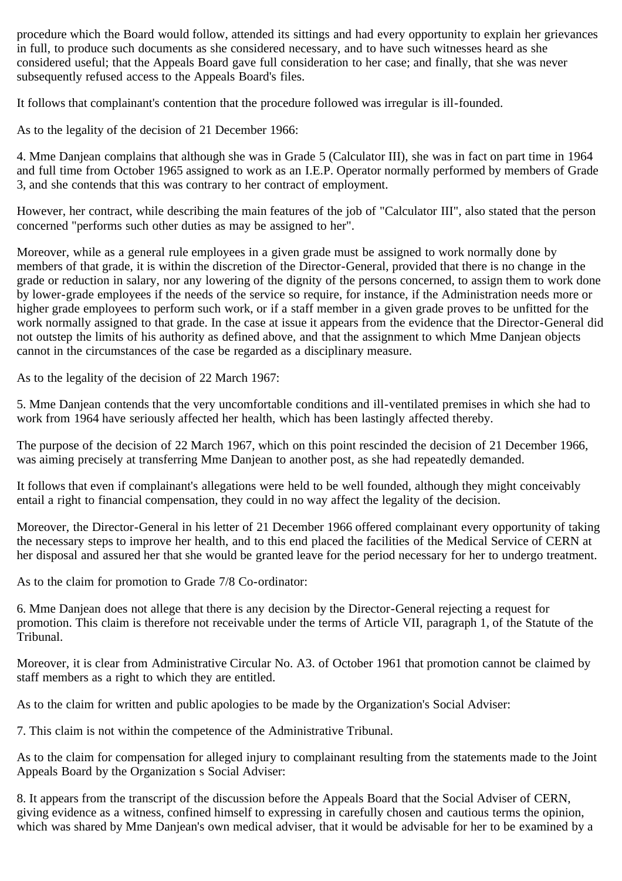procedure which the Board would follow, attended its sittings and had every opportunity to explain her grievances in full, to produce such documents as she considered necessary, and to have such witnesses heard as she considered useful; that the Appeals Board gave full consideration to her case; and finally, that she was never subsequently refused access to the Appeals Board's files.

It follows that complainant's contention that the procedure followed was irregular is ill-founded.

As to the legality of the decision of 21 December 1966:

4. Mme Danjean complains that although she was in Grade 5 (Calculator III), she was in fact on part time in 1964 and full time from October 1965 assigned to work as an I.E.P. Operator normally performed by members of Grade 3, and she contends that this was contrary to her contract of employment.

However, her contract, while describing the main features of the job of "Calculator III", also stated that the person concerned "performs such other duties as may be assigned to her".

Moreover, while as a general rule employees in a given grade must be assigned to work normally done by members of that grade, it is within the discretion of the Director-General, provided that there is no change in the grade or reduction in salary, nor any lowering of the dignity of the persons concerned, to assign them to work done by lower-grade employees if the needs of the service so require, for instance, if the Administration needs more or higher grade employees to perform such work, or if a staff member in a given grade proves to be unfitted for the work normally assigned to that grade. In the case at issue it appears from the evidence that the Director-General did not outstep the limits of his authority as defined above, and that the assignment to which Mme Danjean objects cannot in the circumstances of the case be regarded as a disciplinary measure.

As to the legality of the decision of 22 March 1967:

5. Mme Danjean contends that the very uncomfortable conditions and ill-ventilated premises in which she had to work from 1964 have seriously affected her health, which has been lastingly affected thereby.

The purpose of the decision of 22 March 1967, which on this point rescinded the decision of 21 December 1966, was aiming precisely at transferring Mme Danjean to another post, as she had repeatedly demanded.

It follows that even if complainant's allegations were held to be well founded, although they might conceivably entail a right to financial compensation, they could in no way affect the legality of the decision.

Moreover, the Director-General in his letter of 21 December 1966 offered complainant every opportunity of taking the necessary steps to improve her health, and to this end placed the facilities of the Medical Service of CERN at her disposal and assured her that she would be granted leave for the period necessary for her to undergo treatment.

As to the claim for promotion to Grade 7/8 Co-ordinator:

6. Mme Danjean does not allege that there is any decision by the Director-General rejecting a request for promotion. This claim is therefore not receivable under the terms of Article VII, paragraph 1, of the Statute of the Tribunal.

Moreover, it is clear from Administrative Circular No. A3. of October 1961 that promotion cannot be claimed by staff members as a right to which they are entitled.

As to the claim for written and public apologies to be made by the Organization's Social Adviser:

7. This claim is not within the competence of the Administrative Tribunal.

As to the claim for compensation for alleged injury to complainant resulting from the statements made to the Joint Appeals Board by the Organization s Social Adviser:

8. It appears from the transcript of the discussion before the Appeals Board that the Social Adviser of CERN, giving evidence as a witness, confined himself to expressing in carefully chosen and cautious terms the opinion, which was shared by Mme Danjean's own medical adviser, that it would be advisable for her to be examined by a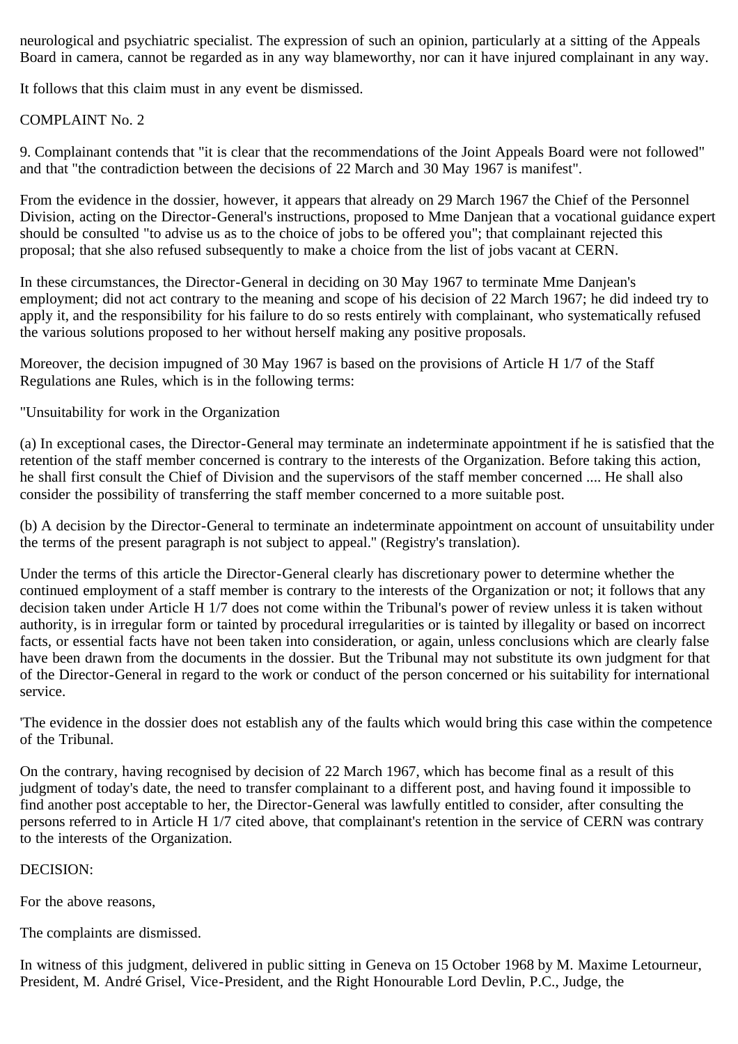neurological and psychiatric specialist. The expression of such an opinion, particularly at a sitting of the Appeals Board in camera, cannot be regarded as in any way blameworthy, nor can it have injured complainant in any way.

It follows that this claim must in any event be dismissed.

COMPLAINT No. 2

9. Complainant contends that "it is clear that the recommendations of the Joint Appeals Board were not followed" and that "the contradiction between the decisions of 22 March and 30 May 1967 is manifest".

From the evidence in the dossier, however, it appears that already on 29 March 1967 the Chief of the Personnel Division, acting on the Director-General's instructions, proposed to Mme Danjean that a vocational guidance expert should be consulted "to advise us as to the choice of jobs to be offered you"; that complainant rejected this proposal; that she also refused subsequently to make a choice from the list of jobs vacant at CERN.

In these circumstances, the Director-General in deciding on 30 May 1967 to terminate Mme Danjean's employment; did not act contrary to the meaning and scope of his decision of 22 March 1967; he did indeed try to apply it, and the responsibility for his failure to do so rests entirely with complainant, who systematically refused the various solutions proposed to her without herself making any positive proposals.

Moreover, the decision impugned of 30 May 1967 is based on the provisions of Article H 1/7 of the Staff Regulations ane Rules, which is in the following terms:

"Unsuitability for work in the Organization

(a) In exceptional cases, the Director-General may terminate an indeterminate appointment if he is satisfied that the retention of the staff member concerned is contrary to the interests of the Organization. Before taking this action, he shall first consult the Chief of Division and the supervisors of the staff member concerned .... He shall also consider the possibility of transferring the staff member concerned to a more suitable post.

(b) A decision by the Director-General to terminate an indeterminate appointment on account of unsuitability under the terms of the present paragraph is not subject to appeal." (Registry's translation).

Under the terms of this article the Director-General clearly has discretionary power to determine whether the continued employment of a staff member is contrary to the interests of the Organization or not; it follows that any decision taken under Article H 1/7 does not come within the Tribunal's power of review unless it is taken without authority, is in irregular form or tainted by procedural irregularities or is tainted by illegality or based on incorrect facts, or essential facts have not been taken into consideration, or again, unless conclusions which are clearly false have been drawn from the documents in the dossier. But the Tribunal may not substitute its own judgment for that of the Director-General in regard to the work or conduct of the person concerned or his suitability for international service.

'The evidence in the dossier does not establish any of the faults which would bring this case within the competence of the Tribunal.

On the contrary, having recognised by decision of 22 March 1967, which has become final as a result of this judgment of today's date, the need to transfer complainant to a different post, and having found it impossible to find another post acceptable to her, the Director-General was lawfully entitled to consider, after consulting the persons referred to in Article H 1/7 cited above, that complainant's retention in the service of CERN was contrary to the interests of the Organization.

DECISION:

For the above reasons,

The complaints are dismissed.

In witness of this judgment, delivered in public sitting in Geneva on 15 October 1968 by M. Maxime Letourneur, President, M. André Grisel, Vice-President, and the Right Honourable Lord Devlin, P.C., Judge, the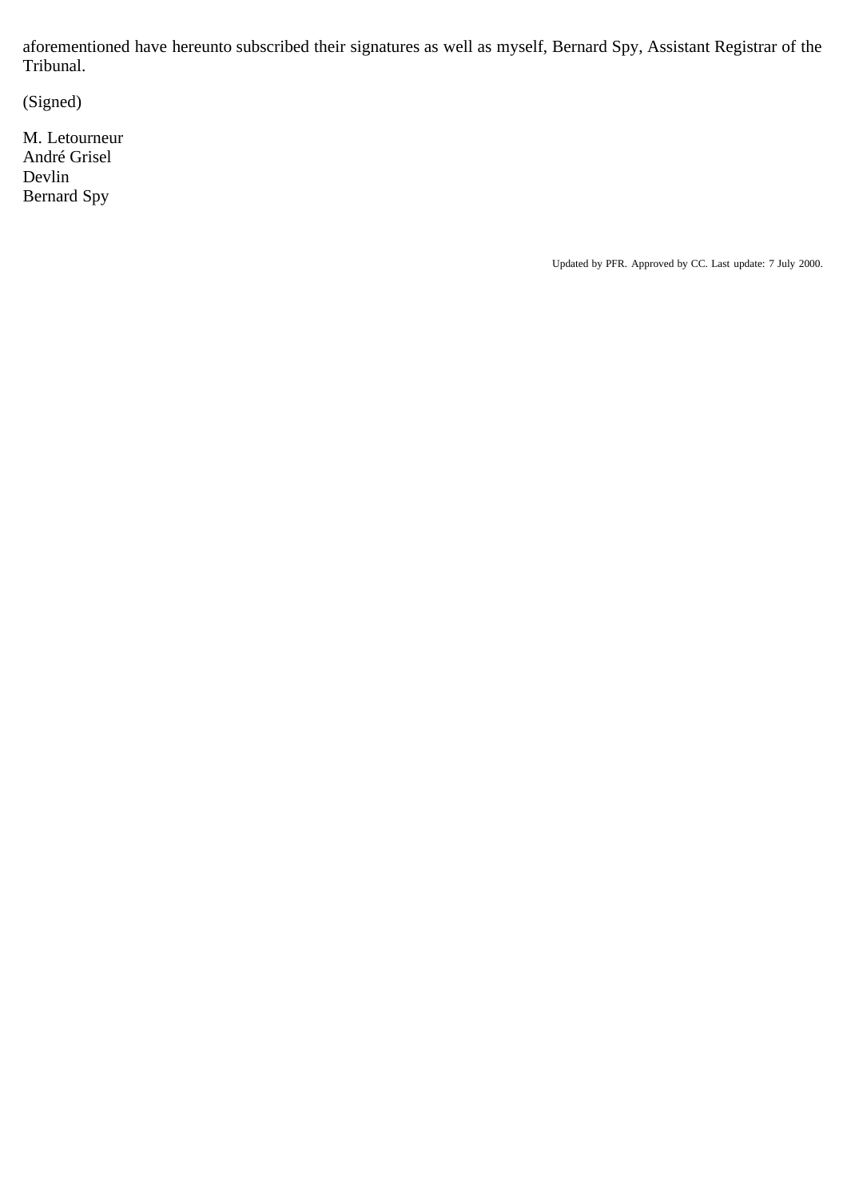aforementioned have hereunto subscribed their signatures as well as myself, Bernard Spy, Assistant Registrar of the Tribunal.

(Signed)

M. Letourneur
André Grisel
Devlin
Bernard Spy

Updated by PFR. Approved by CC. Last update: 7 July 2000.